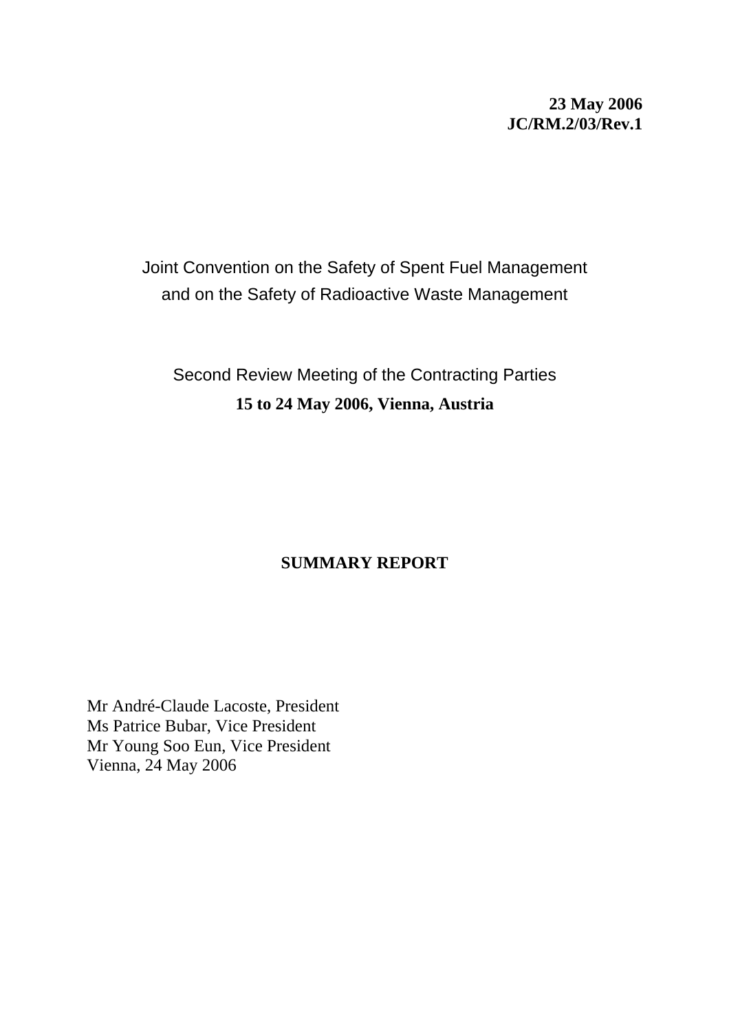**23 May 2006**
**JC/RM.2/03/Rev.1**

Joint Convention on the Safety of Spent Fuel Management and on the Safety of Radioactive Waste Management

Second Review Meeting of the Contracting Parties
**15 to 24 May 2006, Vienna, Austria**

# SUMMARY REPORT

Mr André-Claude Lacoste, President
Ms Patrice Bubar, Vice President
Mr Young Soo Eun, Vice President
Vienna, 24 May 2006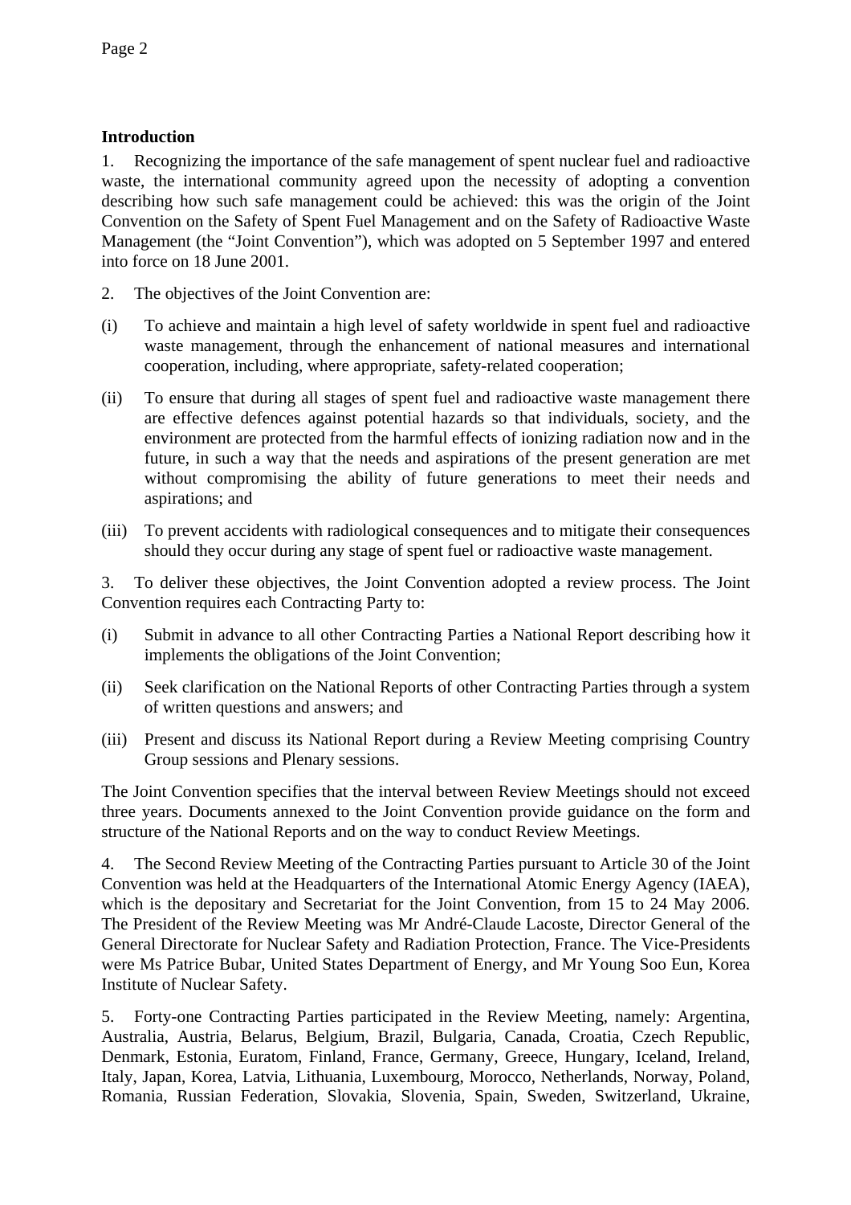## Introduction

1. Recognizing the importance of the safe management of spent nuclear fuel and radioactive waste, the international community agreed upon the necessity of adopting a convention describing how such safe management could be achieved: this was the origin of the Joint Convention on the Safety of Spent Fuel Management and on the Safety of Radioactive Waste Management (the "Joint Convention"), which was adopted on 5 September 1997 and entered into force on 18 June 2001.

2. The objectives of the Joint Convention are:

(i) To achieve and maintain a high level of safety worldwide in spent fuel and radioactive waste management, through the enhancement of national measures and international cooperation, including, where appropriate, safety-related cooperation;

(ii) To ensure that during all stages of spent fuel and radioactive waste management there are effective defences against potential hazards so that individuals, society, and the environment are protected from the harmful effects of ionizing radiation now and in the future, in such a way that the needs and aspirations of the present generation are met without compromising the ability of future generations to meet their needs and aspirations; and

(iii) To prevent accidents with radiological consequences and to mitigate their consequences should they occur during any stage of spent fuel or radioactive waste management.

3. To deliver these objectives, the Joint Convention adopted a review process. The Joint Convention requires each Contracting Party to:

(i) Submit in advance to all other Contracting Parties a National Report describing how it implements the obligations of the Joint Convention;

(ii) Seek clarification on the National Reports of other Contracting Parties through a system of written questions and answers; and

(iii) Present and discuss its National Report during a Review Meeting comprising Country Group sessions and Plenary sessions.

The Joint Convention specifies that the interval between Review Meetings should not exceed three years. Documents annexed to the Joint Convention provide guidance on the form and structure of the National Reports and on the way to conduct Review Meetings.

4. The Second Review Meeting of the Contracting Parties pursuant to Article 30 of the Joint Convention was held at the Headquarters of the International Atomic Energy Agency (IAEA), which is the depositary and Secretariat for the Joint Convention, from 15 to 24 May 2006. The President of the Review Meeting was Mr André-Claude Lacoste, Director General of the General Directorate for Nuclear Safety and Radiation Protection, France. The Vice-Presidents were Ms Patrice Bubar, United States Department of Energy, and Mr Young Soo Eun, Korea Institute of Nuclear Safety.

5. Forty-one Contracting Parties participated in the Review Meeting, namely: Argentina, Australia, Austria, Belarus, Belgium, Brazil, Bulgaria, Canada, Croatia, Czech Republic, Denmark, Estonia, Euratom, Finland, France, Germany, Greece, Hungary, Iceland, Ireland, Italy, Japan, Korea, Latvia, Lithuania, Luxembourg, Morocco, Netherlands, Norway, Poland, Romania, Russian Federation, Slovakia, Slovenia, Spain, Sweden, Switzerland, Ukraine,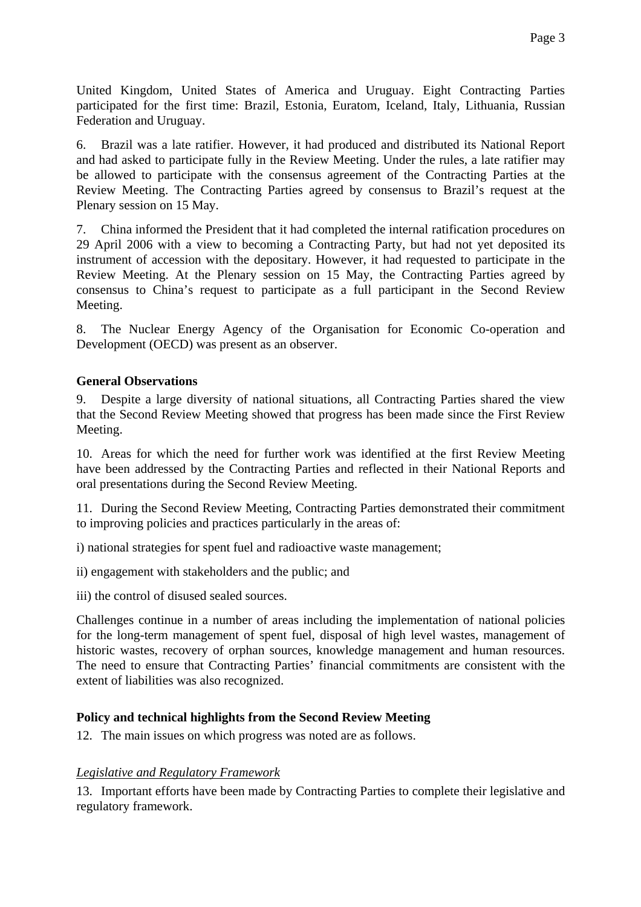United Kingdom, United States of America and Uruguay. Eight Contracting Parties participated for the first time: Brazil, Estonia, Euratom, Iceland, Italy, Lithuania, Russian Federation and Uruguay.

6. Brazil was a late ratifier. However, it had produced and distributed its National Report and had asked to participate fully in the Review Meeting. Under the rules, a late ratifier may be allowed to participate with the consensus agreement of the Contracting Parties at the Review Meeting. The Contracting Parties agreed by consensus to Brazil's request at the Plenary session on 15 May.

7. China informed the President that it had completed the internal ratification procedures on 29 April 2006 with a view to becoming a Contracting Party, but had not yet deposited its instrument of accession with the depositary. However, it had requested to participate in the Review Meeting. At the Plenary session on 15 May, the Contracting Parties agreed by consensus to China's request to participate as a full participant in the Second Review Meeting.

8. The Nuclear Energy Agency of the Organisation for Economic Co-operation and Development (OECD) was present as an observer.

**General Observations**

9. Despite a large diversity of national situations, all Contracting Parties shared the view that the Second Review Meeting showed that progress has been made since the First Review Meeting.

10. Areas for which the need for further work was identified at the first Review Meeting have been addressed by the Contracting Parties and reflected in their National Reports and oral presentations during the Second Review Meeting.

11. During the Second Review Meeting, Contracting Parties demonstrated their commitment to improving policies and practices particularly in the areas of:

i) national strategies for spent fuel and radioactive waste management;

ii) engagement with stakeholders and the public; and

iii) the control of disused sealed sources.

Challenges continue in a number of areas including the implementation of national policies for the long-term management of spent fuel, disposal of high level wastes, management of historic wastes, recovery of orphan sources, knowledge management and human resources. The need to ensure that Contracting Parties' financial commitments are consistent with the extent of liabilities was also recognized.

**Policy and technical highlights from the Second Review Meeting**

12. The main issues on which progress was noted are as follows.

*Legislative and Regulatory Framework*

13. Important efforts have been made by Contracting Parties to complete their legislative and regulatory framework.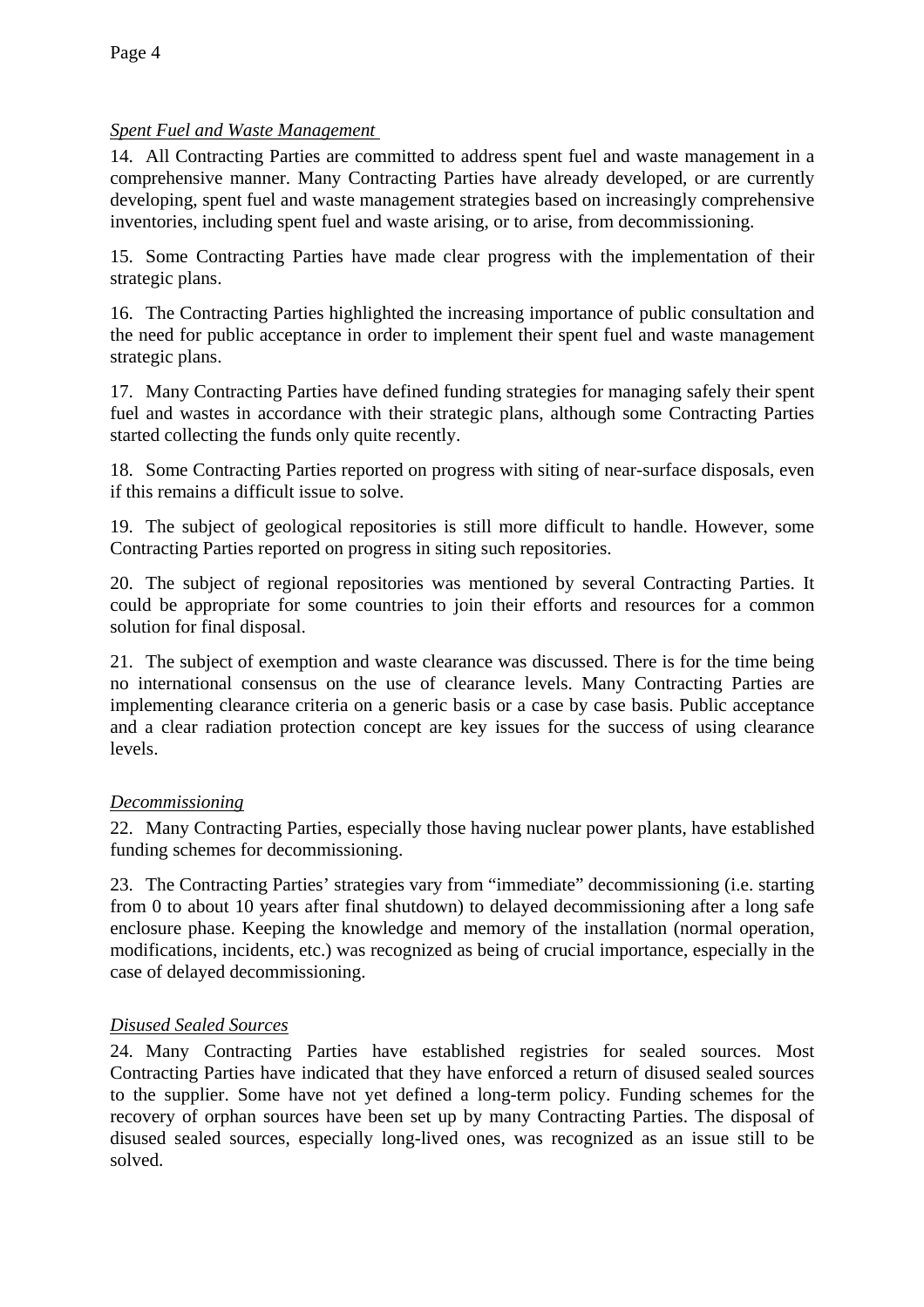*Spent Fuel and Waste Management*

14. All Contracting Parties are committed to address spent fuel and waste management in a comprehensive manner. Many Contracting Parties have already developed, or are currently developing, spent fuel and waste management strategies based on increasingly comprehensive inventories, including spent fuel and waste arising, or to arise, from decommissioning.

15. Some Contracting Parties have made clear progress with the implementation of their strategic plans.

16. The Contracting Parties highlighted the increasing importance of public consultation and the need for public acceptance in order to implement their spent fuel and waste management strategic plans.

17. Many Contracting Parties have defined funding strategies for managing safely their spent fuel and wastes in accordance with their strategic plans, although some Contracting Parties started collecting the funds only quite recently.

18. Some Contracting Parties reported on progress with siting of near-surface disposals, even if this remains a difficult issue to solve.

19. The subject of geological repositories is still more difficult to handle. However, some Contracting Parties reported on progress in siting such repositories.

20. The subject of regional repositories was mentioned by several Contracting Parties. It could be appropriate for some countries to join their efforts and resources for a common solution for final disposal.

21. The subject of exemption and waste clearance was discussed. There is for the time being no international consensus on the use of clearance levels. Many Contracting Parties are implementing clearance criteria on a generic basis or a case by case basis. Public acceptance and a clear radiation protection concept are key issues for the success of using clearance levels.

*Decommissioning*

22. Many Contracting Parties, especially those having nuclear power plants, have established funding schemes for decommissioning.

23. The Contracting Parties' strategies vary from "immediate" decommissioning (i.e. starting from 0 to about 10 years after final shutdown) to delayed decommissioning after a long safe enclosure phase. Keeping the knowledge and memory of the installation (normal operation, modifications, incidents, etc.) was recognized as being of crucial importance, especially in the case of delayed decommissioning.

*Disused Sealed Sources*

24. Many Contracting Parties have established registries for sealed sources. Most Contracting Parties have indicated that they have enforced a return of disused sealed sources to the supplier. Some have not yet defined a long-term policy. Funding schemes for the recovery of orphan sources have been set up by many Contracting Parties. The disposal of disused sealed sources, especially long-lived ones, was recognized as an issue still to be solved.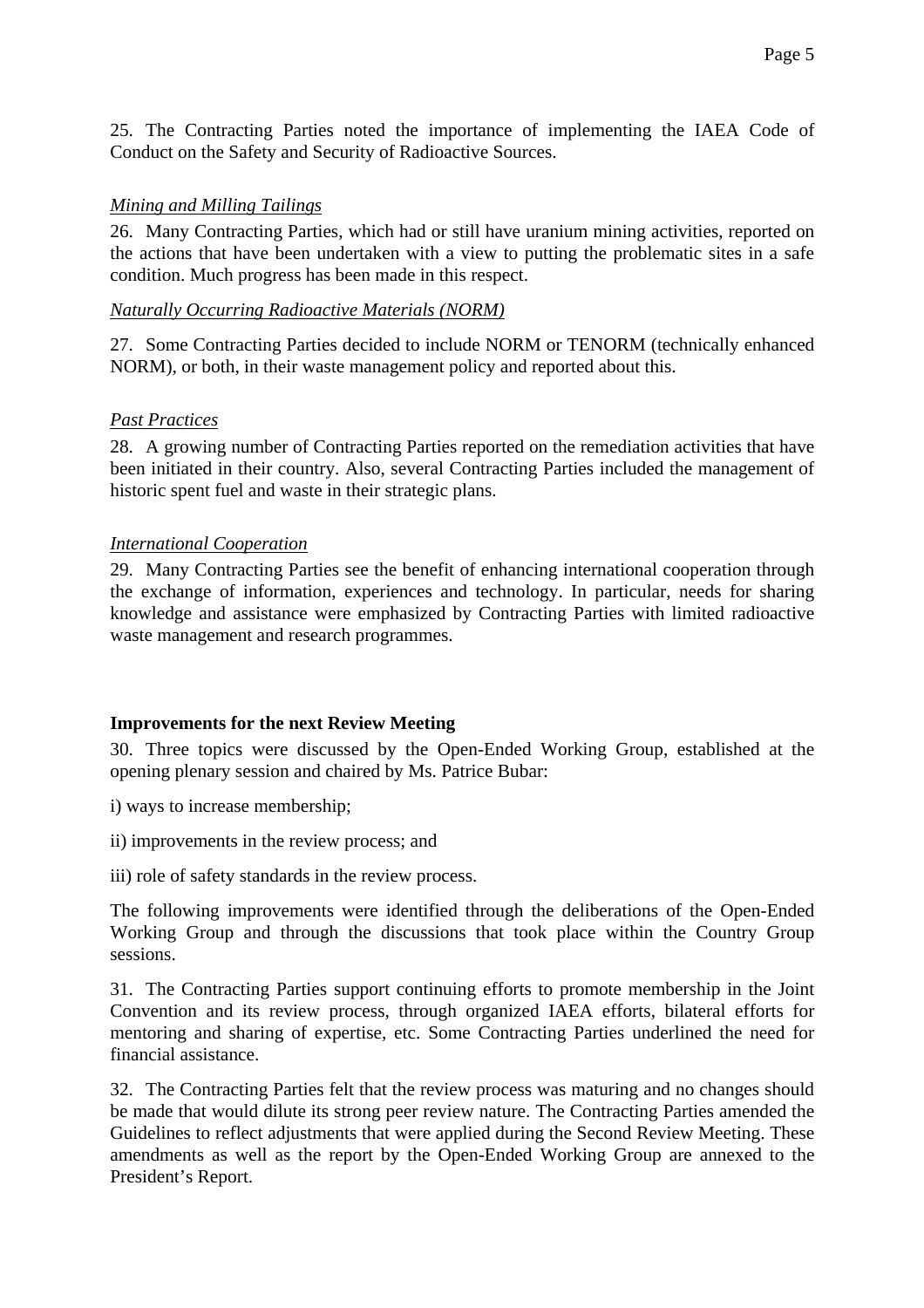25. The Contracting Parties noted the importance of implementing the IAEA Code of Conduct on the Safety and Security of Radioactive Sources.

*Mining and Milling Tailings*

26. Many Contracting Parties, which had or still have uranium mining activities, reported on the actions that have been undertaken with a view to putting the problematic sites in a safe condition. Much progress has been made in this respect.

*Naturally Occurring Radioactive Materials (NORM)*

27. Some Contracting Parties decided to include NORM or TENORM (technically enhanced NORM), or both, in their waste management policy and reported about this.

*Past Practices*

28. A growing number of Contracting Parties reported on the remediation activities that have been initiated in their country. Also, several Contracting Parties included the management of historic spent fuel and waste in their strategic plans.

*International Cooperation*

29. Many Contracting Parties see the benefit of enhancing international cooperation through the exchange of information, experiences and technology. In particular, needs for sharing knowledge and assistance were emphasized by Contracting Parties with limited radioactive waste management and research programmes.

**Improvements for the next Review Meeting**

30. Three topics were discussed by the Open-Ended Working Group, established at the opening plenary session and chaired by Ms. Patrice Bubar:

i) ways to increase membership;

ii) improvements in the review process; and

iii) role of safety standards in the review process.

The following improvements were identified through the deliberations of the Open-Ended Working Group and through the discussions that took place within the Country Group sessions.

31. The Contracting Parties support continuing efforts to promote membership in the Joint Convention and its review process, through organized IAEA efforts, bilateral efforts for mentoring and sharing of expertise, etc. Some Contracting Parties underlined the need for financial assistance.

32. The Contracting Parties felt that the review process was maturing and no changes should be made that would dilute its strong peer review nature. The Contracting Parties amended the Guidelines to reflect adjustments that were applied during the Second Review Meeting. These amendments as well as the report by the Open-Ended Working Group are annexed to the President's Report.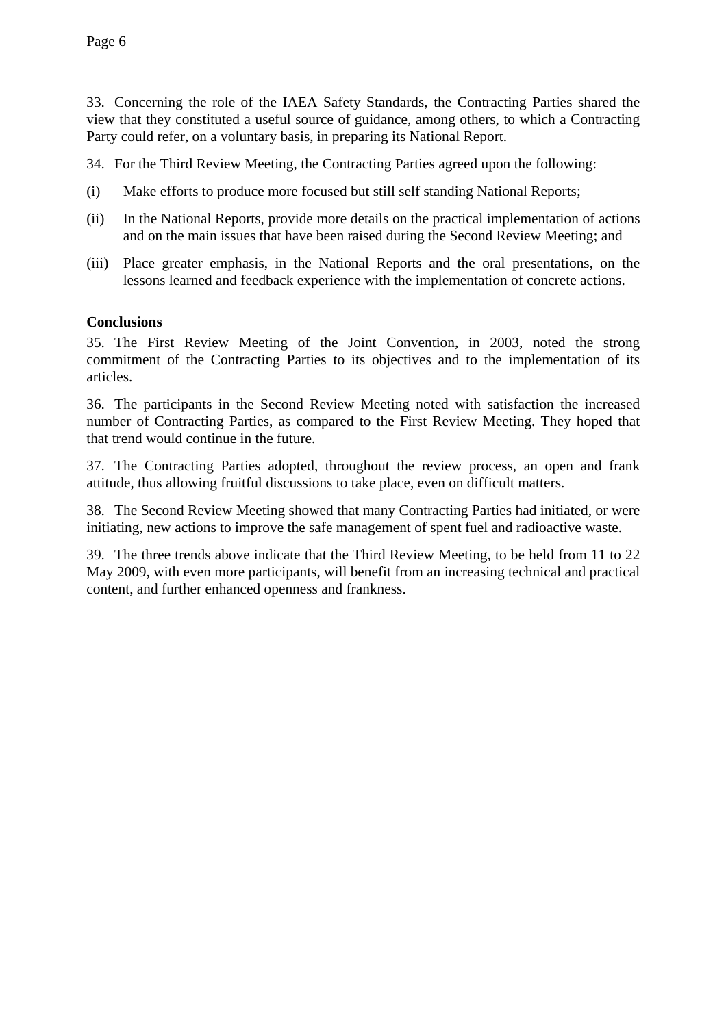33. Concerning the role of the IAEA Safety Standards, the Contracting Parties shared the view that they constituted a useful source of guidance, among others, to which a Contracting Party could refer, on a voluntary basis, in preparing its National Report.

34. For the Third Review Meeting, the Contracting Parties agreed upon the following:

(i) Make efforts to produce more focused but still self standing National Reports;

(ii) In the National Reports, provide more details on the practical implementation of actions and on the main issues that have been raised during the Second Review Meeting; and

(iii) Place greater emphasis, in the National Reports and the oral presentations, on the lessons learned and feedback experience with the implementation of concrete actions.

**Conclusions**

35. The First Review Meeting of the Joint Convention, in 2003, noted the strong commitment of the Contracting Parties to its objectives and to the implementation of its articles.

36. The participants in the Second Review Meeting noted with satisfaction the increased number of Contracting Parties, as compared to the First Review Meeting. They hoped that that trend would continue in the future.

37. The Contracting Parties adopted, throughout the review process, an open and frank attitude, thus allowing fruitful discussions to take place, even on difficult matters.

38. The Second Review Meeting showed that many Contracting Parties had initiated, or were initiating, new actions to improve the safe management of spent fuel and radioactive waste.

39. The three trends above indicate that the Third Review Meeting, to be held from 11 to 22 May 2009, with even more participants, will benefit from an increasing technical and practical content, and further enhanced openness and frankness.